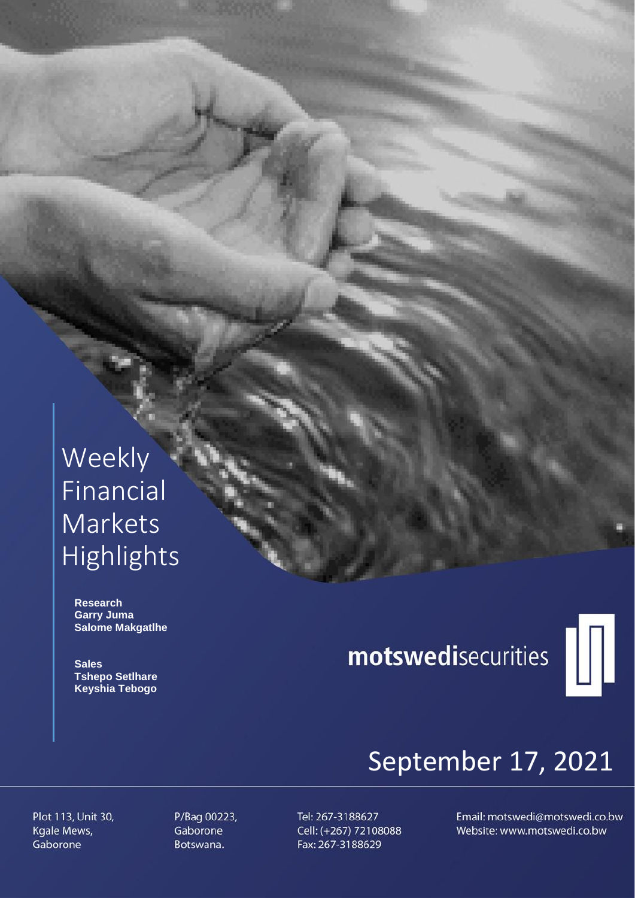# Weekly Financial Markets Highlights

**Research**
**Garry Juma**
**Salome Makgatlhe**

**Sales**
**Tshepo Setlhare**
**Keyshia Tebogo**

**motswedi**securities

September 17, 2021

Plot 113, Unit 30,
Kgale Mews,
Gaborone

P/Bag 00223,
Gaborone
Botswana.

Tel: 267-3188627
Cell: (+267) 72108088
Fax: 267-3188629

Email: motswedi@motswedi.co.bw
Website: www.motswedi.co.bw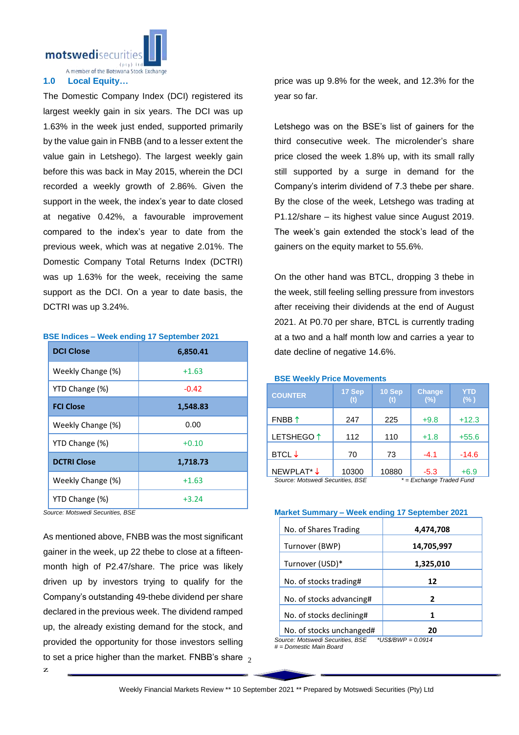## 1.0 Local Equity…

The Domestic Company Index (DCI) registered its largest weekly gain in six years. The DCI was up 1.63% in the week just ended, supported primarily by the value gain in FNBB (and to a lesser extent the value gain in Letshego). The largest weekly gain before this was back in May 2015, wherein the DCI recorded a weekly growth of 2.86%. Given the support in the week, the index's year to date closed at negative 0.42%, a favourable improvement compared to the index's year to date from the previous week, which was at negative 2.01%. The Domestic Company Total Returns Index (DCTRI) was up 1.63% for the week, receiving the same support as the DCI. On a year to date basis, the DCTRI was up 3.24%.

**BSE Indices – Week ending 17 September 2021**

| **DCI Close** | **6,850.41** |
|---|---|
| Weekly Change (%) | +1.63 |
| YTD Change (%) | -0.42 |
| **FCI Close** | **1,548.83** |
| Weekly Change (%) | 0.00 |
| YTD Change (%) | +0.10 |
| **DCTRI Close** | **1,718.73** |
| Weekly Change (%) | +1.63 |
| YTD Change (%) | +3.24 |

*Source: Motswedi Securities, BSE*

As mentioned above, FNBB was the most significant gainer in the week, up 22 thebe to close at a fifteen-month high of P2.47/share. The price was likely driven up by investors trying to qualify for the Company's outstanding 49-thebe dividend per share declared in the previous week. The dividend ramped up, the already existing demand for the stock, and provided the opportunity for those investors selling to set a price higher than the market. FNBB's share price was up 9.8% for the week, and 12.3% for the year so far.

Letshego was on the BSE's list of gainers for the third consecutive week. The microlender's share price closed the week 1.8% up, with its small rally still supported by a surge in demand for the Company's interim dividend of 7.3 thebe per share. By the close of the week, Letshego was trading at P1.12/share – its highest value since August 2019. The week's gain extended the stock's lead of the gainers on the equity market to 55.6%.

On the other hand was BTCL, dropping 3 thebe in the week, still feeling selling pressure from investors after receiving their dividends at the end of August 2021. At P0.70 per share, BTCL is currently trading at a two and a half month low and carries a year to date decline of negative 14.6%.

**BSE Weekly Price Movements**

| COUNTER | 17 Sep (t) | 10 Sep (t) | Change (%) | YTD (% ) |
|---|---|---|---|---|
| FNBB ↑ | 247 | 225 | +9.8 | +12.3 |
| LETSHEGO ↑ | 112 | 110 | +1.8 | +55.6 |
| BTCL ↓ | 70 | 73 | -4.1 | -14.6 |
| NEWPLAT* ↓ | 10300 | 10880 | -5.3 | +6.9 |

*Source: Motswedi Securities, BSE* &nbsp;&nbsp; ** = Exchange Traded Fund*

**Market Summary – Week ending 17 September 2021**

| No. of Shares Trading | **4,474,708** |
|---|---|
| Turnover (BWP) | **14,705,997** |
| Turnover (USD)* | **1,325,010** |
| No. of stocks trading# | **12** |
| No. of stocks advancing# | **2** |
| No. of stocks declining# | **1** |
| No. of stocks unchanged# | **20** |

*Source: Motswedi Securities, BSE* &nbsp;&nbsp; **US$/BWP = 0.0914*
*# = Domestic Main Board*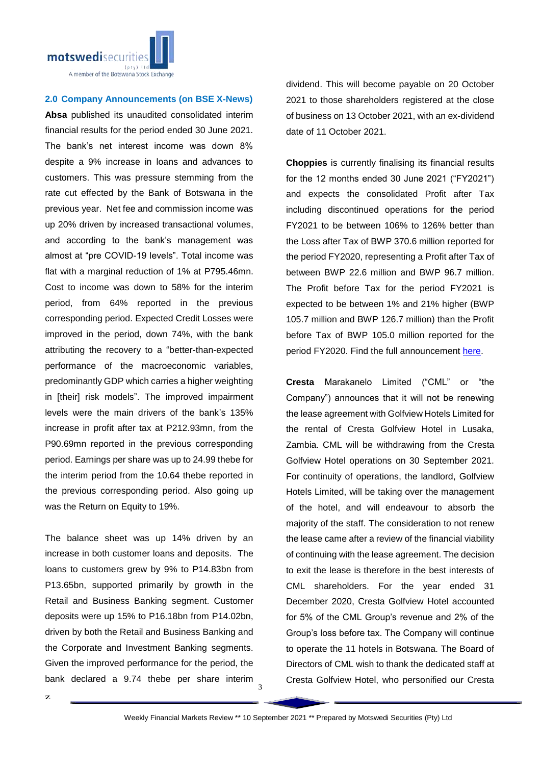## 2.0 Company Announcements (on BSE X-News)

**Absa** published its unaudited consolidated interim financial results for the period ended 30 June 2021. The bank's net interest income was down 8% despite a 9% increase in loans and advances to customers. This was pressure stemming from the rate cut effected by the Bank of Botswana in the previous year. Net fee and commission income was up 20% driven by increased transactional volumes, and according to the bank's management was almost at "pre COVID-19 levels". Total income was flat with a marginal reduction of 1% at P795.46mn. Cost to income was down to 58% for the interim period, from 64% reported in the previous corresponding period. Expected Credit Losses were improved in the period, down 74%, with the bank attributing the recovery to a "better-than-expected performance of the macroeconomic variables, predominantly GDP which carries a higher weighting in [their] risk models". The improved impairment levels were the main drivers of the bank's 135% increase in profit after tax at P212.93mn, from the P90.69mn reported in the previous corresponding period. Earnings per share was up to 24.99 thebe for the interim period from the 10.64 thebe reported in the previous corresponding period. Also going up was the Return on Equity to 19%.

The balance sheet was up 14% driven by an increase in both customer loans and deposits. The loans to customers grew by 9% to P14.83bn from P13.65bn, supported primarily by growth in the Retail and Business Banking segment. Customer deposits were up 15% to P16.18bn from P14.02bn, driven by both the Retail and Business Banking and the Corporate and Investment Banking segments. Given the improved performance for the period, the bank declared a 9.74 thebe per share interim dividend. This will become payable on 20 October 2021 to those shareholders registered at the close of business on 13 October 2021, with an ex-dividend date of 11 October 2021.

**Choppies** is currently finalising its financial results for the 12 months ended 30 June 2021 ("FY2021") and expects the consolidated Profit after Tax including discontinued operations for the period FY2021 to be between 106% to 126% better than the Loss after Tax of BWP 370.6 million reported for the period FY2020, representing a Profit after Tax of between BWP 22.6 million and BWP 96.7 million. The Profit before Tax for the period FY2021 is expected to be between 1% and 21% higher (BWP 105.7 million and BWP 126.7 million) than the Profit before Tax of BWP 105.0 million reported for the period FY2020. Find the full announcement here.

**Cresta** Marakanelo Limited ("CML" or "the Company") announces that it will not be renewing the lease agreement with Golfview Hotels Limited for the rental of Cresta Golfview Hotel in Lusaka, Zambia. CML will be withdrawing from the Cresta Golfview Hotel operations on 30 September 2021. For continuity of operations, the landlord, Golfview Hotels Limited, will be taking over the management of the hotel, and will endeavour to absorb the majority of the staff. The consideration to not renew the lease came after a review of the financial viability of continuing with the lease agreement. The decision to exit the lease is therefore in the best interests of CML shareholders. For the year ended 31 December 2020, Cresta Golfview Hotel accounted for 5% of the CML Group's revenue and 2% of the Group's loss before tax. The Company will continue to operate the 11 hotels in Botswana. The Board of Directors of CML wish to thank the dedicated staff at Cresta Golfview Hotel, who personified our Cresta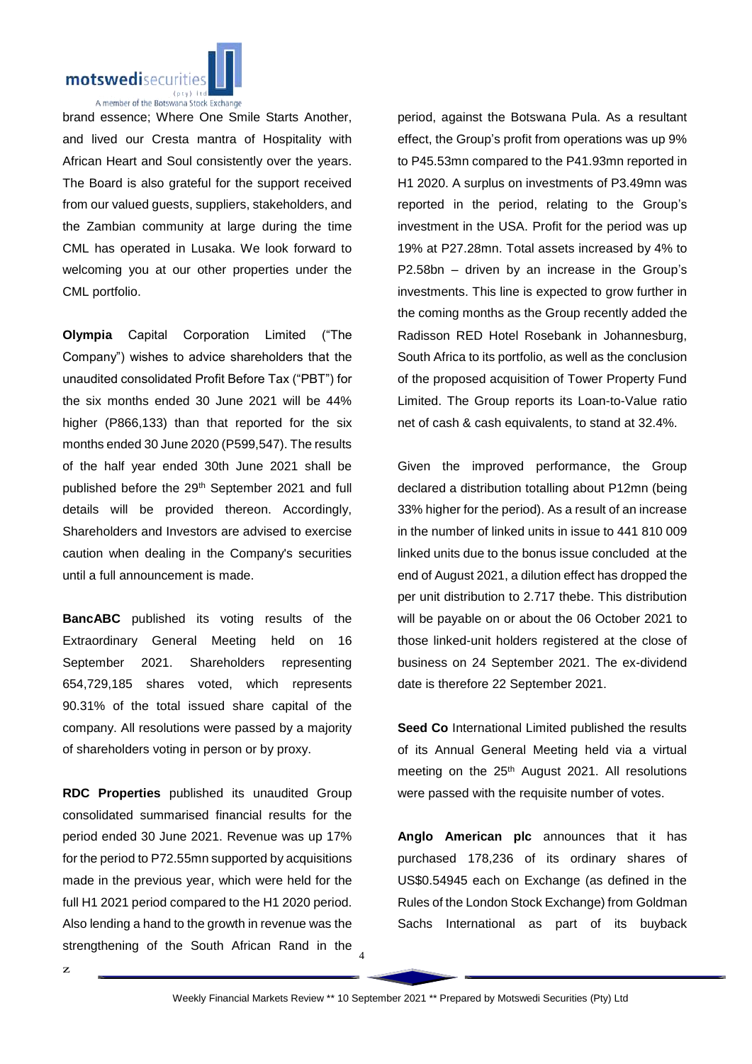brand essence; Where One Smile Starts Another, and lived our Cresta mantra of Hospitality with African Heart and Soul consistently over the years. The Board is also grateful for the support received from our valued guests, suppliers, stakeholders, and the Zambian community at large during the time CML has operated in Lusaka. We look forward to welcoming you at our other properties under the CML portfolio.

**Olympia** Capital Corporation Limited ("The Company") wishes to advice shareholders that the unaudited consolidated Profit Before Tax ("PBT") for the six months ended 30 June 2021 will be 44% higher (P866,133) than that reported for the six months ended 30 June 2020 (P599,547). The results of the half year ended 30th June 2021 shall be published before the 29th September 2021 and full details will be provided thereon. Accordingly, Shareholders and Investors are advised to exercise caution when dealing in the Company's securities until a full announcement is made.

**BancABC** published its voting results of the Extraordinary General Meeting held on 16 September 2021. Shareholders representing 654,729,185 shares voted, which represents 90.31% of the total issued share capital of the company. All resolutions were passed by a majority of shareholders voting in person or by proxy.

**RDC Properties** published its unaudited Group consolidated summarised financial results for the period ended 30 June 2021. Revenue was up 17% for the period to P72.55mn supported by acquisitions made in the previous year, which were held for the full H1 2021 period compared to the H1 2020 period. Also lending a hand to the growth in revenue was the strengthening of the South African Rand in the period, against the Botswana Pula. As a resultant effect, the Group's profit from operations was up 9% to P45.53mn compared to the P41.93mn reported in H1 2020. A surplus on investments of P3.49mn was reported in the period, relating to the Group's investment in the USA. Profit for the period was up 19% at P27.28mn. Total assets increased by 4% to P2.58bn – driven by an increase in the Group's investments. This line is expected to grow further in the coming months as the Group recently added the Radisson RED Hotel Rosebank in Johannesburg, South Africa to its portfolio, as well as the conclusion of the proposed acquisition of Tower Property Fund Limited. The Group reports its Loan-to-Value ratio net of cash & cash equivalents, to stand at 32.4%.

Given the improved performance, the Group declared a distribution totalling about P12mn (being 33% higher for the period). As a result of an increase in the number of linked units in issue to 441 810 009 linked units due to the bonus issue concluded at the end of August 2021, a dilution effect has dropped the per unit distribution to 2.717 thebe. This distribution will be payable on or about the 06 October 2021 to those linked-unit holders registered at the close of business on 24 September 2021. The ex-dividend date is therefore 22 September 2021.

**Seed Co** International Limited published the results of its Annual General Meeting held via a virtual meeting on the 25th August 2021. All resolutions were passed with the requisite number of votes.

**Anglo American plc** announces that it has purchased 178,236 of its ordinary shares of US$0.54945 each on Exchange (as defined in the Rules of the London Stock Exchange) from Goldman Sachs International as part of its buyback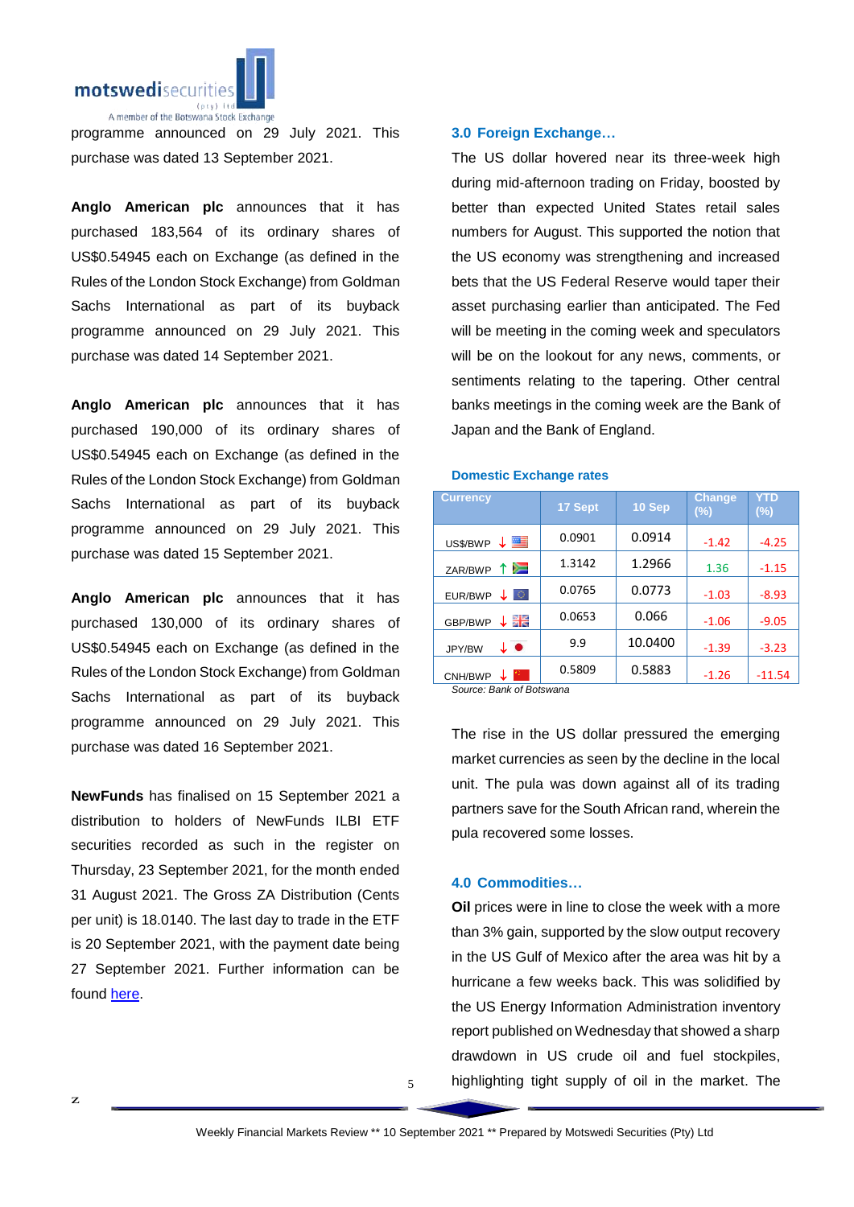programme announced on 29 July 2021. This purchase was dated 13 September 2021.

**Anglo American plc** announces that it has purchased 183,564 of its ordinary shares of US$0.54945 each on Exchange (as defined in the Rules of the London Stock Exchange) from Goldman Sachs International as part of its buyback programme announced on 29 July 2021. This purchase was dated 14 September 2021.

**Anglo American plc** announces that it has purchased 190,000 of its ordinary shares of US$0.54945 each on Exchange (as defined in the Rules of the London Stock Exchange) from Goldman Sachs International as part of its buyback programme announced on 29 July 2021. This purchase was dated 15 September 2021.

**Anglo American plc** announces that it has purchased 130,000 of its ordinary shares of US$0.54945 each on Exchange (as defined in the Rules of the London Stock Exchange) from Goldman Sachs International as part of its buyback programme announced on 29 July 2021. This purchase was dated 16 September 2021.

**NewFunds** has finalised on 15 September 2021 a distribution to holders of NewFunds ILBI ETF securities recorded as such in the register on Thursday, 23 September 2021, for the month ended 31 August 2021. The Gross ZA Distribution (Cents per unit) is 18.0140. The last day to trade in the ETF is 20 September 2021, with the payment date being 27 September 2021. Further information can be found here.

## 3.0 Foreign Exchange…

The US dollar hovered near its three-week high during mid-afternoon trading on Friday, boosted by better than expected United States retail sales numbers for August. This supported the notion that the US economy was strengthening and increased bets that the US Federal Reserve would taper their asset purchasing earlier than anticipated. The Fed will be meeting in the coming week and speculators will be on the lookout for any news, comments, or sentiments relating to the tapering. Other central banks meetings in the coming week are the Bank of Japan and the Bank of England.

### Domestic Exchange rates

| Currency | 17 Sept | 10 Sep | Change (%) | YTD (%) |
|---|---|---|---|---|
| US$/BWP ↓ | 0.0901 | 0.0914 | -1.42 | -4.25 |
| ZAR/BWP ↑ | 1.3142 | 1.2966 | 1.36 | -1.15 |
| EUR/BWP ↓ | 0.0765 | 0.0773 | -1.03 | -8.93 |
| GBP/BWP ↓ | 0.0653 | 0.066 | -1.06 | -9.05 |
| JPY/BW ↓ | 9.9 | 10.0400 | -1.39 | -3.23 |
| CNH/BWP ↓ | 0.5809 | 0.5883 | -1.26 | -11.54 |

*Source: Bank of Botswana*

The rise in the US dollar pressured the emerging market currencies as seen by the decline in the local unit. The pula was down against all of its trading partners save for the South African rand, wherein the pula recovered some losses.

## 4.0 Commodities…

**Oil** prices were in line to close the week with a more than 3% gain, supported by the slow output recovery in the US Gulf of Mexico after the area was hit by a hurricane a few weeks back. This was solidified by the US Energy Information Administration inventory report published on Wednesday that showed a sharp drawdown in US crude oil and fuel stockpiles, highlighting tight supply of oil in the market. The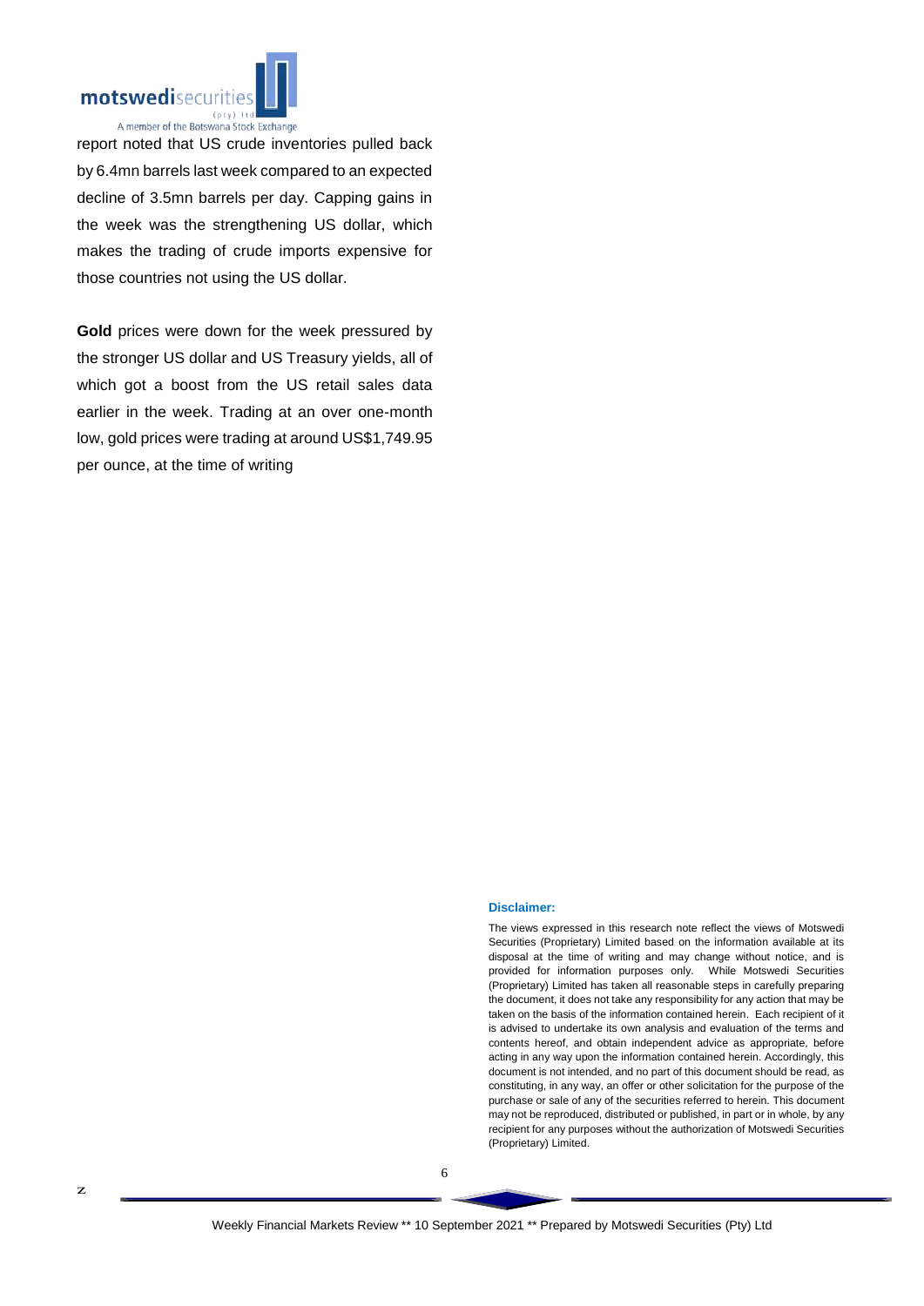report noted that US crude inventories pulled back by 6.4mn barrels last week compared to an expected decline of 3.5mn barrels per day. Capping gains in the week was the strengthening US dollar, which makes the trading of crude imports expensive for those countries not using the US dollar.

**Gold** prices were down for the week pressured by the stronger US dollar and US Treasury yields, all of which got a boost from the US retail sales data earlier in the week. Trading at an over one-month low, gold prices were trading at around US$1,749.95 per ounce, at the time of writing

**Disclaimer:**

The views expressed in this research note reflect the views of Motswedi Securities (Proprietary) Limited based on the information available at its disposal at the time of writing and may change without notice, and is provided for information purposes only. While Motswedi Securities (Proprietary) Limited has taken all reasonable steps in carefully preparing the document, it does not take any responsibility for any action that may be taken on the basis of the information contained herein. Each recipient of it is advised to undertake its own analysis and evaluation of the terms and contents hereof, and obtain independent advice as appropriate, before acting in any way upon the information contained herein. Accordingly, this document is not intended, and no part of this document should be read, as constituting, in any way, an offer or other solicitation for the purpose of the purchase or sale of any of the securities referred to herein. This document may not be reproduced, distributed or published, in part or in whole, by any recipient for any purposes without the authorization of Motswedi Securities (Proprietary) Limited.